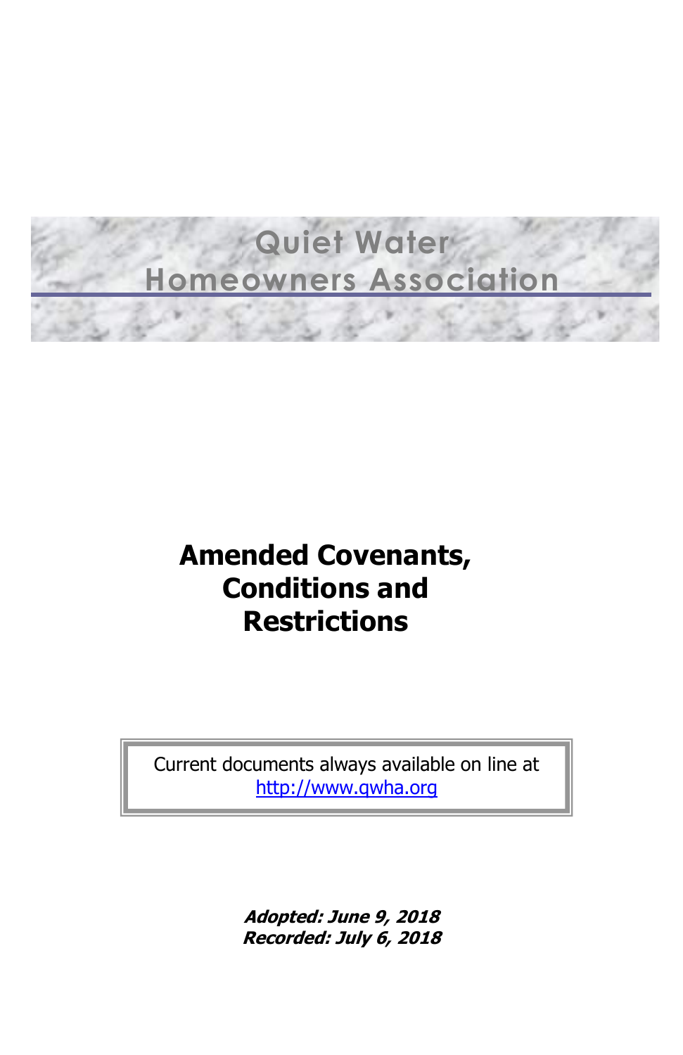# Quiet Water Homeowners Association

## Amended Covenants, Conditions and Restrictions

Current documents always available on line at
http://www.qwha.org

***Adopted: June 9, 2018***
***Recorded: July 6, 2018***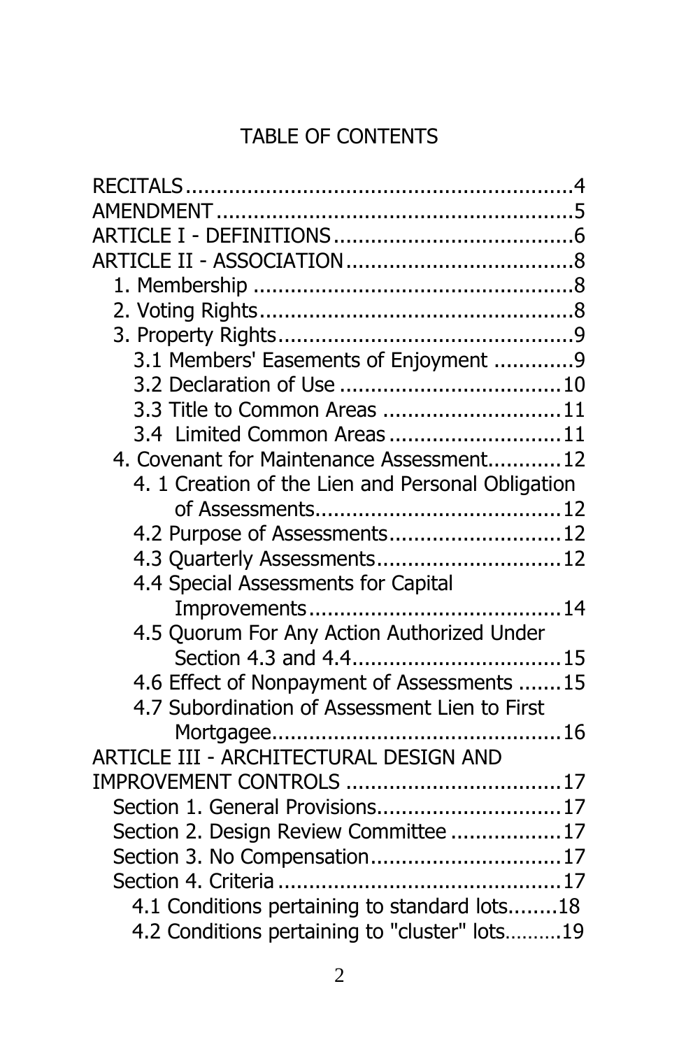# TABLE OF CONTENTS

RECITALS....................................................................4
AMENDMENT..............................................................5
ARTICLE I - DEFINITIONS...........................................6
ARTICLE II - ASSOCIATION..........................................8
- 1. Membership ......................................................8
- 2. Voting Rights......................................................8
- 3. Property Rights...................................................9
  - 3.1 Members' Easements of Enjoyment .............9
  - 3.2 Declaration of Use ....................................10
  - 3.3 Title to Common Areas .............................11
  - 3.4 Limited Common Areas ............................11
- 4. Covenant for Maintenance Assessment............12
  - 4. 1 Creation of the Lien and Personal Obligation of Assessments........................................12
  - 4.2 Purpose of Assessments............................12
  - 4.3 Quarterly Assessments..............................12
  - 4.4 Special Assessments for Capital Improvements.........................................14
  - 4.5 Quorum For Any Action Authorized Under Section 4.3 and 4.4..................................15
  - 4.6 Effect of Nonpayment of Assessments .......15
  - 4.7 Subordination of Assessment Lien to First Mortgagee................................................16

ARTICLE III - ARCHITECTURAL DESIGN AND IMPROVEMENT CONTROLS ...................................17
- Section 1. General Provisions..............................17
- Section 2. Design Review Committee ..................17
- Section 3. No Compensation...............................17
- Section 4. Criteria ..............................................17
  - 4.1 Conditions pertaining to standard lots........18
  - 4.2 Conditions pertaining to "cluster" lots……….19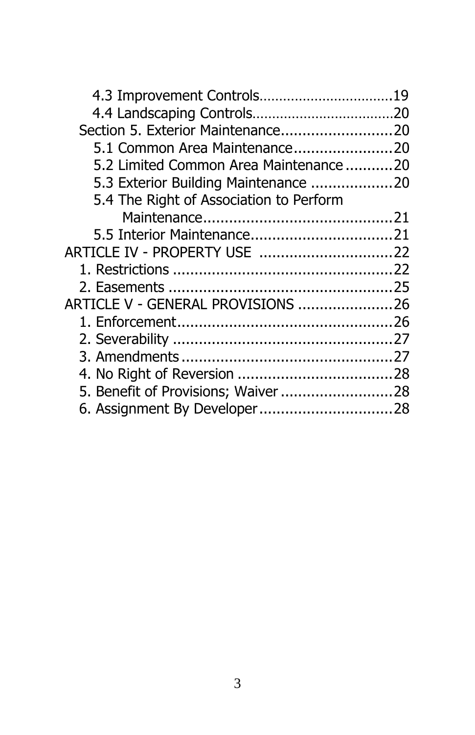4.3 Improvement Controls.................................19
4.4 Landscaping Controls...................................20
Section 5. Exterior Maintenance..........................20
5.1 Common Area Maintenance.......................20
5.2 Limited Common Area Maintenance ...........20
5.3 Exterior Building Maintenance ...................20
5.4 The Right of Association to Perform Maintenance............................................21
5.5 Interior Maintenance.................................21
ARTICLE IV - PROPERTY USE ...............................22
1. Restrictions ...................................................22
2. Easements ....................................................25
ARTICLE V - GENERAL PROVISIONS ......................26
1. Enforcement..................................................26
2. Severability ...................................................27
3. Amendments .................................................27
4. No Right of Reversion ....................................28
5. Benefit of Provisions; Waiver ..........................28
6. Assignment By Developer ...............................28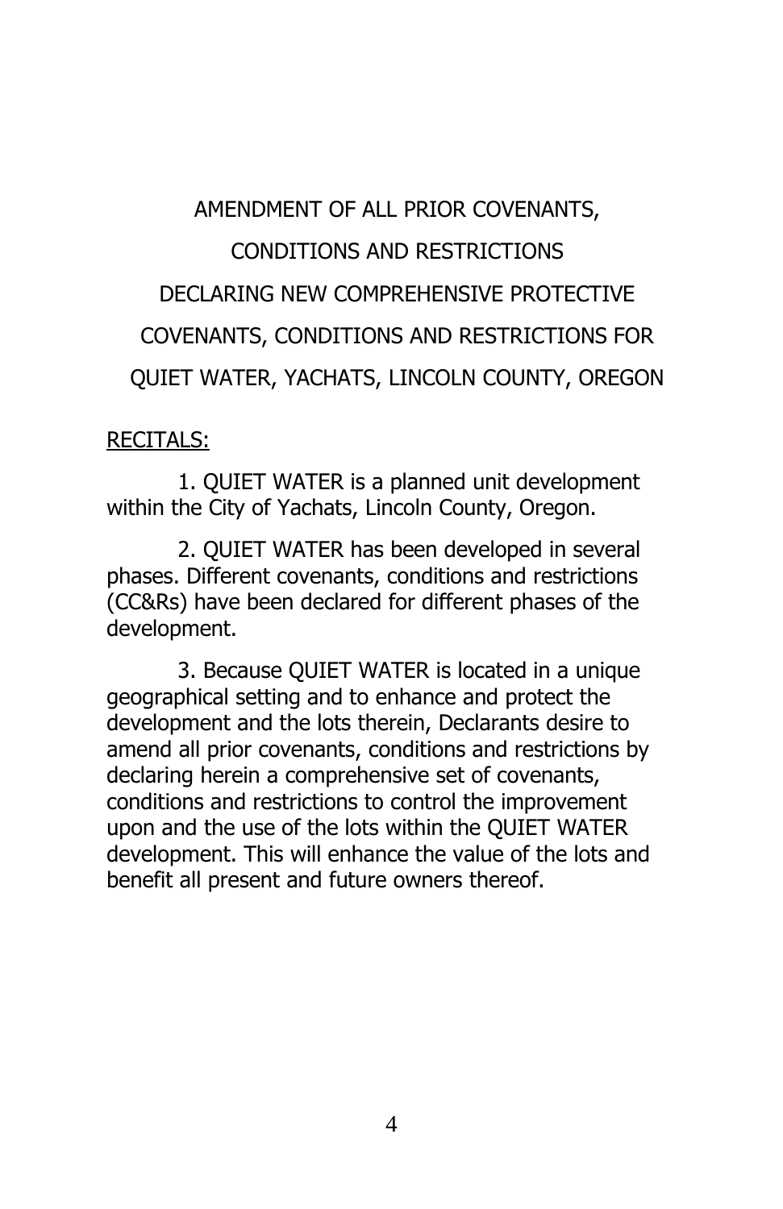# AMENDMENT OF ALL PRIOR COVENANTS, CONDITIONS AND RESTRICTIONS DECLARING NEW COMPREHENSIVE PROTECTIVE COVENANTS, CONDITIONS AND RESTRICTIONS FOR QUIET WATER, YACHATS, LINCOLN COUNTY, OREGON

<u>RECITALS:</u>

1. QUIET WATER is a planned unit development within the City of Yachats, Lincoln County, Oregon.

2. QUIET WATER has been developed in several phases. Different covenants, conditions and restrictions (CC&Rs) have been declared for different phases of the development.

3. Because QUIET WATER is located in a unique geographical setting and to enhance and protect the development and the lots therein, Declarants desire to amend all prior covenants, conditions and restrictions by declaring herein a comprehensive set of covenants, conditions and restrictions to control the improvement upon and the use of the lots within the QUIET WATER development. This will enhance the value of the lots and benefit all present and future owners thereof.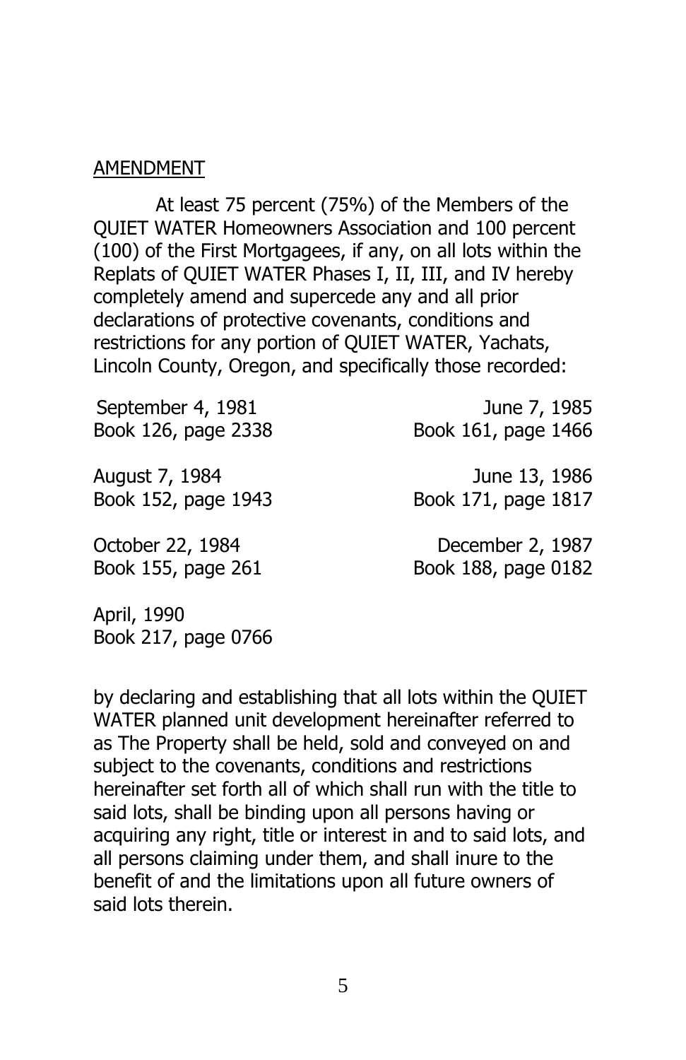<u>AMENDMENT</u>

At least 75 percent (75%) of the Members of the QUIET WATER Homeowners Association and 100 percent (100) of the First Mortgagees, if any, on all lots within the Replats of QUIET WATER Phases I, II, III, and IV hereby completely amend and supercede any and all prior declarations of protective covenants, conditions and restrictions for any portion of QUIET WATER, Yachats, Lincoln County, Oregon, and specifically those recorded:

September 4, 1981
Book 126, page 2338

August 7, 1984
Book 152, page 1943

October 22, 1984
Book 155, page 261

June 7, 1985
Book 161, page 1466

June 13, 1986
Book 171, page 1817

December 2, 1987
Book 188, page 0182

April, 1990
Book 217, page 0766

by declaring and establishing that all lots within the QUIET WATER planned unit development hereinafter referred to as The Property shall be held, sold and conveyed on and subject to the covenants, conditions and restrictions hereinafter set forth all of which shall run with the title to said lots, shall be binding upon all persons having or acquiring any right, title or interest in and to said lots, and all persons claiming under them, and shall inure to the benefit of and the limitations upon all future owners of said lots therein.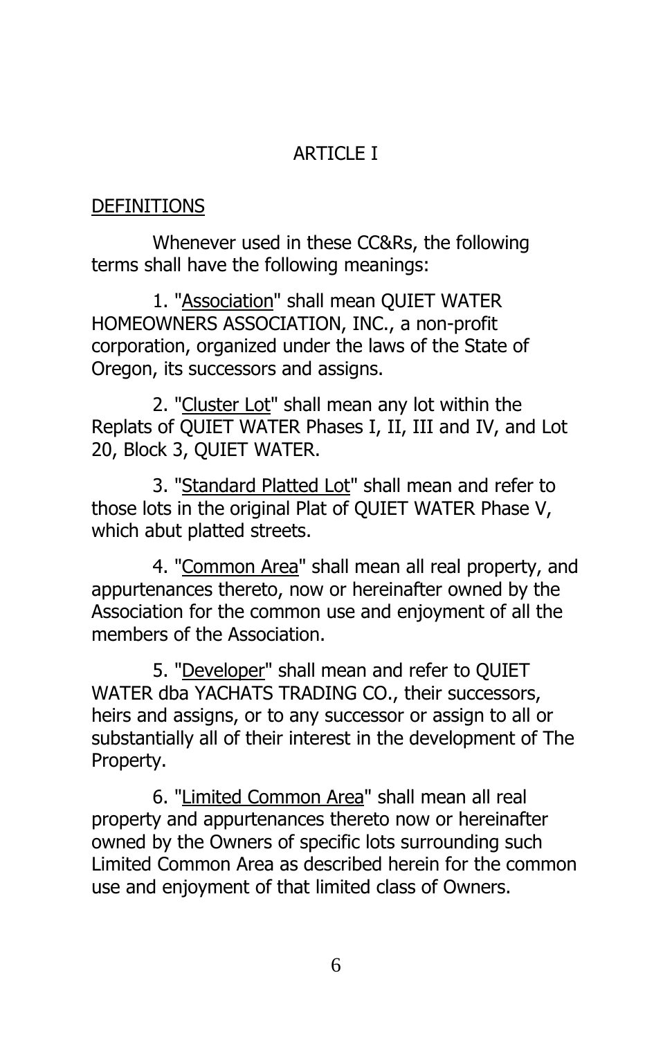# ARTICLE I

## DEFINITIONS

Whenever used in these CC&Rs, the following terms shall have the following meanings:

1. "Association" shall mean QUIET WATER HOMEOWNERS ASSOCIATION, INC., a non-profit corporation, organized under the laws of the State of Oregon, its successors and assigns.

2. "Cluster Lot" shall mean any lot within the Replats of QUIET WATER Phases I, II, III and IV, and Lot 20, Block 3, QUIET WATER.

3. "Standard Platted Lot" shall mean and refer to those lots in the original Plat of QUIET WATER Phase V, which abut platted streets.

4. "Common Area" shall mean all real property, and appurtenances thereto, now or hereinafter owned by the Association for the common use and enjoyment of all the members of the Association.

5. "Developer" shall mean and refer to QUIET WATER dba YACHATS TRADING CO., their successors, heirs and assigns, or to any successor or assign to all or substantially all of their interest in the development of The Property.

6. "Limited Common Area" shall mean all real property and appurtenances thereto now or hereinafter owned by the Owners of specific lots surrounding such Limited Common Area as described herein for the common use and enjoyment of that limited class of Owners.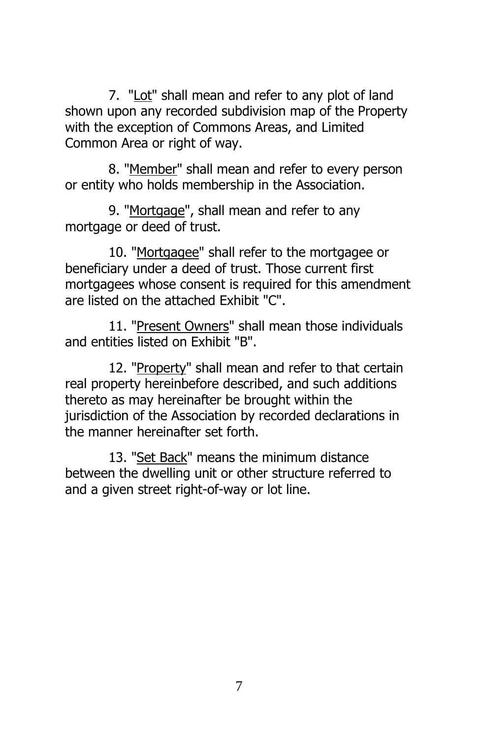7. "<u>Lot</u>" shall mean and refer to any plot of land shown upon any recorded subdivision map of the Property with the exception of Commons Areas, and Limited Common Area or right of way.

8. "<u>Member</u>" shall mean and refer to every person or entity who holds membership in the Association.

9. "<u>Mortgage</u>", shall mean and refer to any mortgage or deed of trust.

10. "<u>Mortgagee</u>" shall refer to the mortgagee or beneficiary under a deed of trust. Those current first mortgagees whose consent is required for this amendment are listed on the attached Exhibit "C".

11. "<u>Present Owners</u>" shall mean those individuals and entities listed on Exhibit "B".

12. "<u>Property</u>" shall mean and refer to that certain real property hereinbefore described, and such additions thereto as may hereinafter be brought within the jurisdiction of the Association by recorded declarations in the manner hereinafter set forth.

13. "<u>Set Back</u>" means the minimum distance between the dwelling unit or other structure referred to and a given street right-of-way or lot line.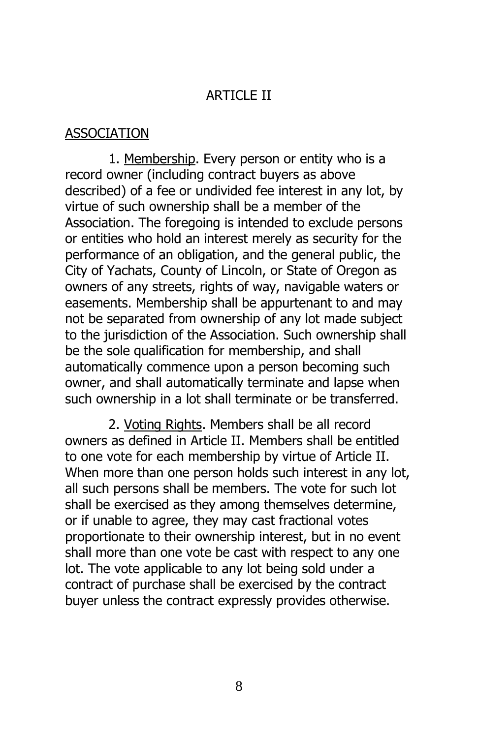# ARTICLE II

## ASSOCIATION

1. Membership. Every person or entity who is a record owner (including contract buyers as above described) of a fee or undivided fee interest in any lot, by virtue of such ownership shall be a member of the Association. The foregoing is intended to exclude persons or entities who hold an interest merely as security for the performance of an obligation, and the general public, the City of Yachats, County of Lincoln, or State of Oregon as owners of any streets, rights of way, navigable waters or easements. Membership shall be appurtenant to and may not be separated from ownership of any lot made subject to the jurisdiction of the Association. Such ownership shall be the sole qualification for membership, and shall automatically commence upon a person becoming such owner, and shall automatically terminate and lapse when such ownership in a lot shall terminate or be transferred.

2. Voting Rights. Members shall be all record owners as defined in Article II. Members shall be entitled to one vote for each membership by virtue of Article II. When more than one person holds such interest in any lot, all such persons shall be members. The vote for such lot shall be exercised as they among themselves determine, or if unable to agree, they may cast fractional votes proportionate to their ownership interest, but in no event shall more than one vote be cast with respect to any one lot. The vote applicable to any lot being sold under a contract of purchase shall be exercised by the contract buyer unless the contract expressly provides otherwise.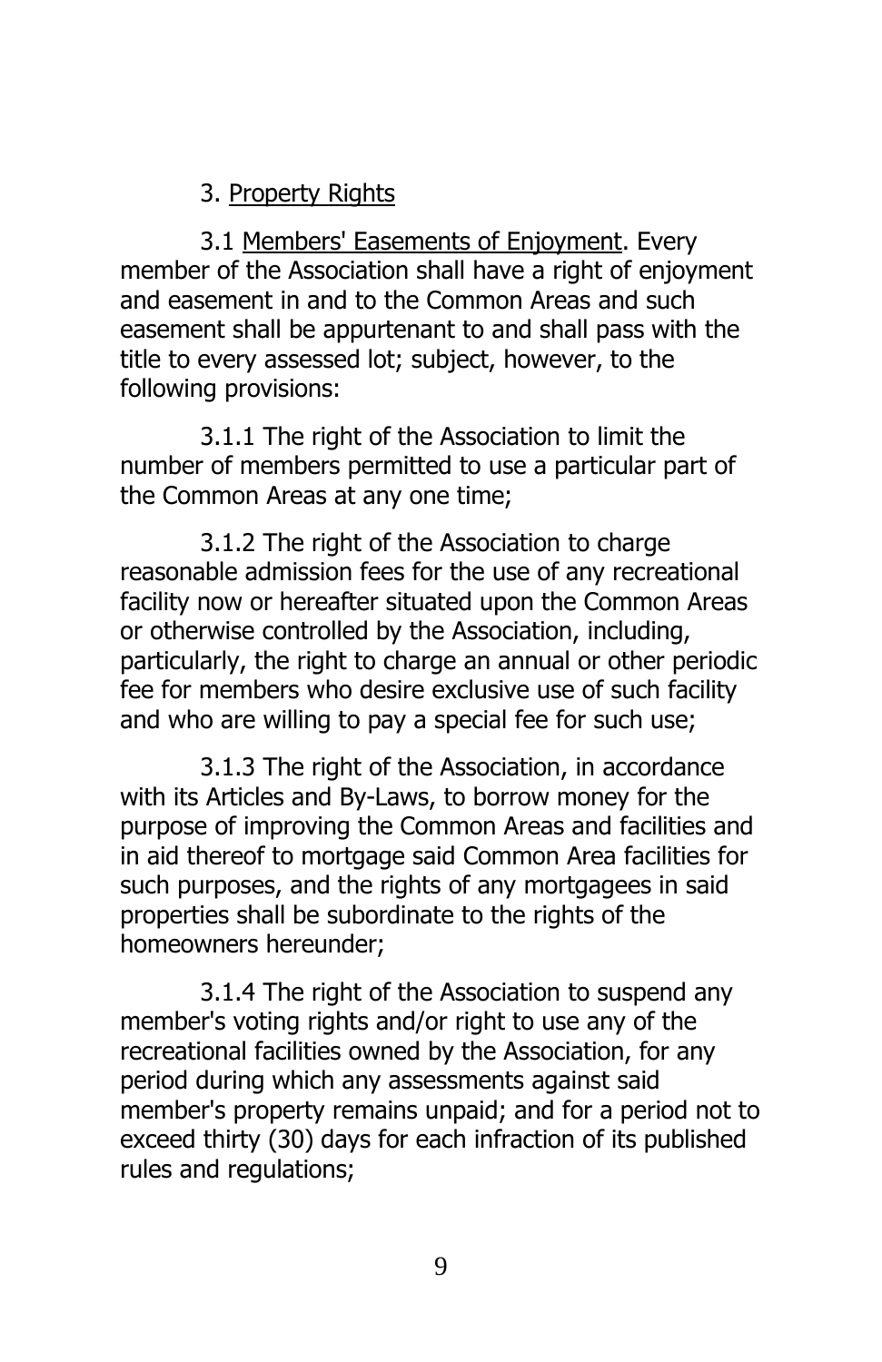## 3. Property Rights

3.1 Members' Easements of Enjoyment. Every member of the Association shall have a right of enjoyment and easement in and to the Common Areas and such easement shall be appurtenant to and shall pass with the title to every assessed lot; subject, however, to the following provisions:

3.1.1 The right of the Association to limit the number of members permitted to use a particular part of the Common Areas at any one time;

3.1.2 The right of the Association to charge reasonable admission fees for the use of any recreational facility now or hereafter situated upon the Common Areas or otherwise controlled by the Association, including, particularly, the right to charge an annual or other periodic fee for members who desire exclusive use of such facility and who are willing to pay a special fee for such use;

3.1.3 The right of the Association, in accordance with its Articles and By-Laws, to borrow money for the purpose of improving the Common Areas and facilities and in aid thereof to mortgage said Common Area facilities for such purposes, and the rights of any mortgagees in said properties shall be subordinate to the rights of the homeowners hereunder;

3.1.4 The right of the Association to suspend any member's voting rights and/or right to use any of the recreational facilities owned by the Association, for any period during which any assessments against said member's property remains unpaid; and for a period not to exceed thirty (30) days for each infraction of its published rules and regulations;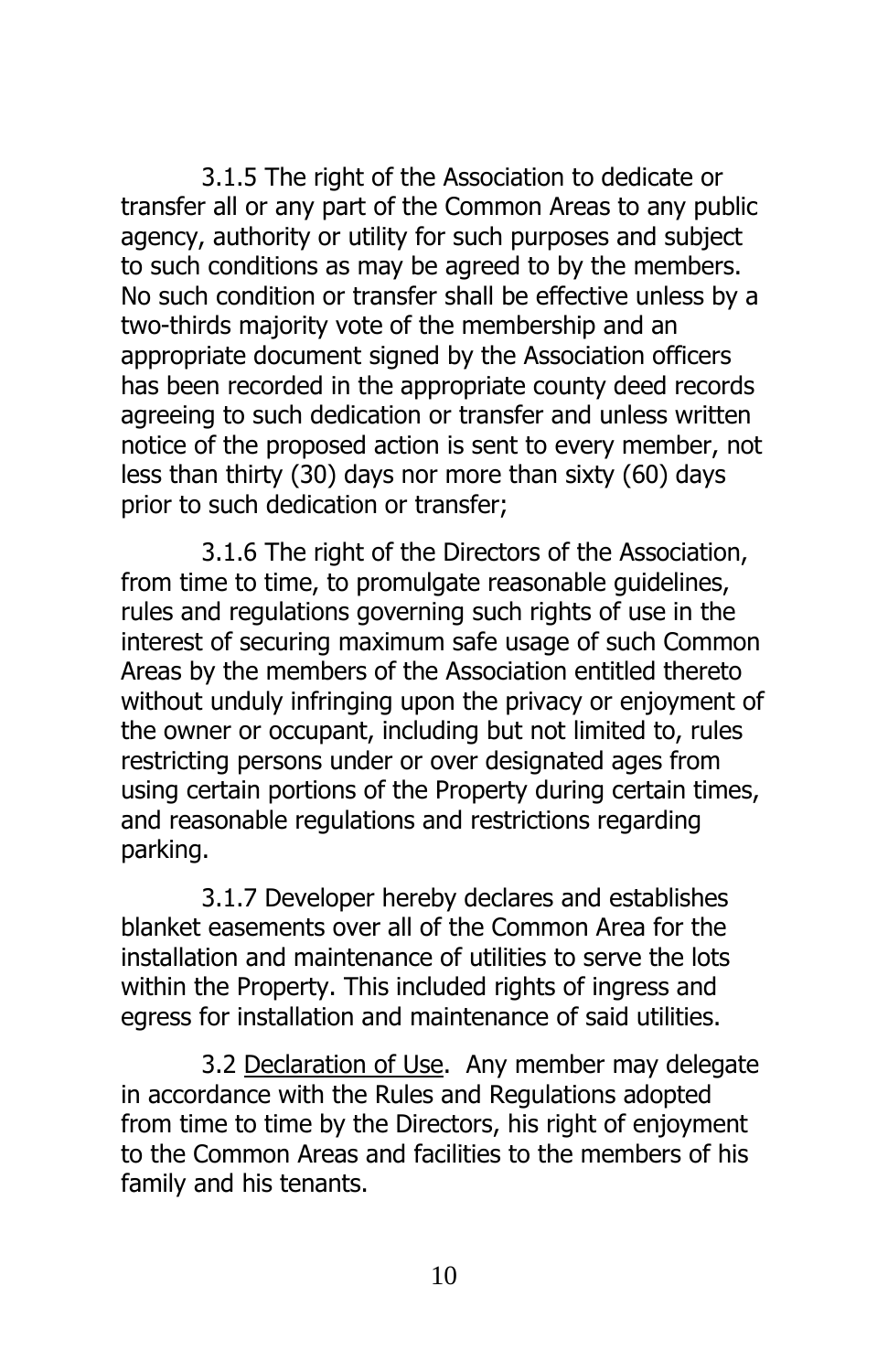3.1.5 The right of the Association to dedicate or transfer all or any part of the Common Areas to any public agency, authority or utility for such purposes and subject to such conditions as may be agreed to by the members. No such condition or transfer shall be effective unless by a two-thirds majority vote of the membership and an appropriate document signed by the Association officers has been recorded in the appropriate county deed records agreeing to such dedication or transfer and unless written notice of the proposed action is sent to every member, not less than thirty (30) days nor more than sixty (60) days prior to such dedication or transfer;

3.1.6 The right of the Directors of the Association, from time to time, to promulgate reasonable guidelines, rules and regulations governing such rights of use in the interest of securing maximum safe usage of such Common Areas by the members of the Association entitled thereto without unduly infringing upon the privacy or enjoyment of the owner or occupant, including but not limited to, rules restricting persons under or over designated ages from using certain portions of the Property during certain times, and reasonable regulations and restrictions regarding parking.

3.1.7 Developer hereby declares and establishes blanket easements over all of the Common Area for the installation and maintenance of utilities to serve the lots within the Property. This included rights of ingress and egress for installation and maintenance of said utilities.

3.2 <u>Declaration of Use</u>. Any member may delegate in accordance with the Rules and Regulations adopted from time to time by the Directors, his right of enjoyment to the Common Areas and facilities to the members of his family and his tenants.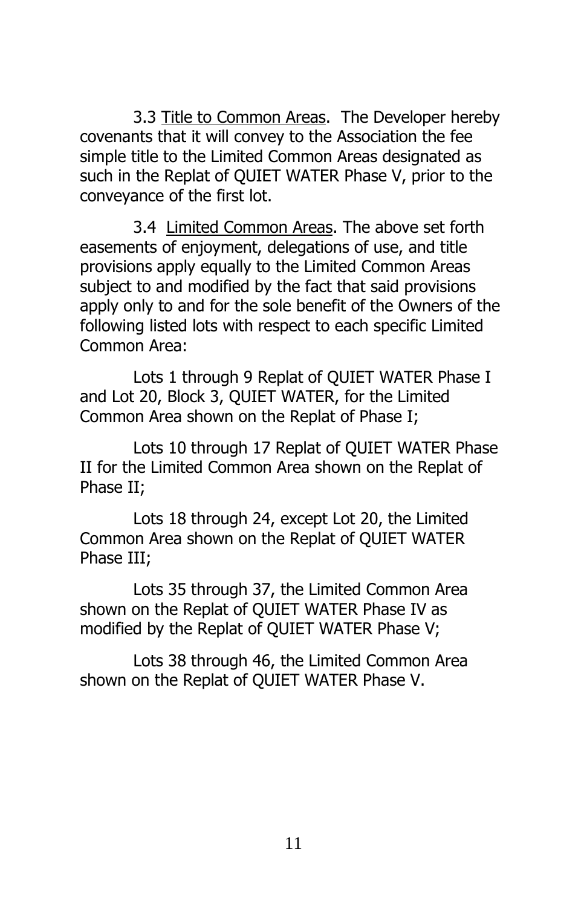3.3 <u>Title to Common Areas</u>. The Developer hereby covenants that it will convey to the Association the fee simple title to the Limited Common Areas designated as such in the Replat of QUIET WATER Phase V, prior to the conveyance of the first lot.

3.4 <u>Limited Common Areas</u>. The above set forth easements of enjoyment, delegations of use, and title provisions apply equally to the Limited Common Areas subject to and modified by the fact that said provisions apply only to and for the sole benefit of the Owners of the following listed lots with respect to each specific Limited Common Area:

Lots 1 through 9 Replat of QUIET WATER Phase I and Lot 20, Block 3, QUIET WATER, for the Limited Common Area shown on the Replat of Phase I;

Lots 10 through 17 Replat of QUIET WATER Phase II for the Limited Common Area shown on the Replat of Phase II;

Lots 18 through 24, except Lot 20, the Limited Common Area shown on the Replat of QUIET WATER Phase III;

Lots 35 through 37, the Limited Common Area shown on the Replat of QUIET WATER Phase IV as modified by the Replat of QUIET WATER Phase V;

Lots 38 through 46, the Limited Common Area shown on the Replat of QUIET WATER Phase V.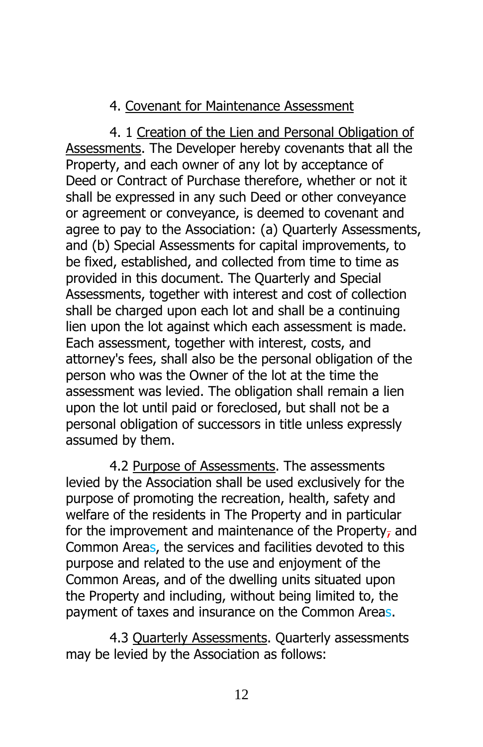4. Covenant for Maintenance Assessment

4. 1 Creation of the Lien and Personal Obligation of Assessments. The Developer hereby covenants that all the Property, and each owner of any lot by acceptance of Deed or Contract of Purchase therefore, whether or not it shall be expressed in any such Deed or other conveyance or agreement or conveyance, is deemed to covenant and agree to pay to the Association: (a) Quarterly Assessments, and (b) Special Assessments for capital improvements, to be fixed, established, and collected from time to time as provided in this document. The Quarterly and Special Assessments, together with interest and cost of collection shall be charged upon each lot and shall be a continuing lien upon the lot against which each assessment is made. Each assessment, together with interest, costs, and attorney's fees, shall also be the personal obligation of the person who was the Owner of the lot at the time the assessment was levied. The obligation shall remain a lien upon the lot until paid or foreclosed, but shall not be a personal obligation of successors in title unless expressly assumed by them.

4.2 Purpose of Assessments. The assessments levied by the Association shall be used exclusively for the purpose of promoting the recreation, health, safety and welfare of the residents in The Property and in particular for the improvement and maintenance of the Property, and Common Areas, the services and facilities devoted to this purpose and related to the use and enjoyment of the Common Areas, and of the dwelling units situated upon the Property and including, without being limited to, the payment of taxes and insurance on the Common Areas.

4.3 Quarterly Assessments. Quarterly assessments may be levied by the Association as follows: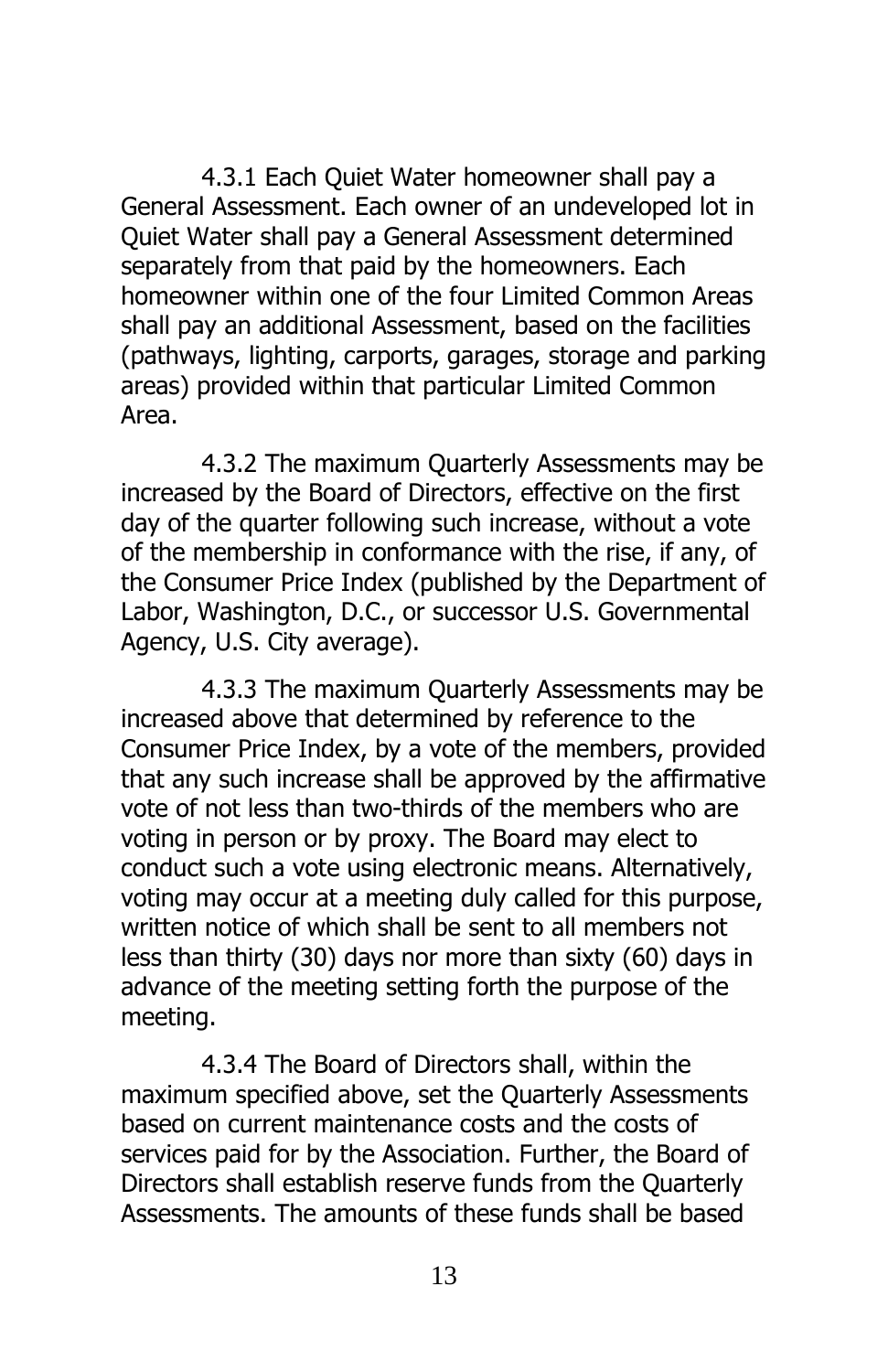4.3.1 Each Quiet Water homeowner shall pay a General Assessment. Each owner of an undeveloped lot in Quiet Water shall pay a General Assessment determined separately from that paid by the homeowners. Each homeowner within one of the four Limited Common Areas shall pay an additional Assessment, based on the facilities (pathways, lighting, carports, garages, storage and parking areas) provided within that particular Limited Common Area.

4.3.2 The maximum Quarterly Assessments may be increased by the Board of Directors, effective on the first day of the quarter following such increase, without a vote of the membership in conformance with the rise, if any, of the Consumer Price Index (published by the Department of Labor, Washington, D.C., or successor U.S. Governmental Agency, U.S. City average).

4.3.3 The maximum Quarterly Assessments may be increased above that determined by reference to the Consumer Price Index, by a vote of the members, provided that any such increase shall be approved by the affirmative vote of not less than two-thirds of the members who are voting in person or by proxy. The Board may elect to conduct such a vote using electronic means. Alternatively, voting may occur at a meeting duly called for this purpose, written notice of which shall be sent to all members not less than thirty (30) days nor more than sixty (60) days in advance of the meeting setting forth the purpose of the meeting.

4.3.4 The Board of Directors shall, within the maximum specified above, set the Quarterly Assessments based on current maintenance costs and the costs of services paid for by the Association. Further, the Board of Directors shall establish reserve funds from the Quarterly Assessments. The amounts of these funds shall be based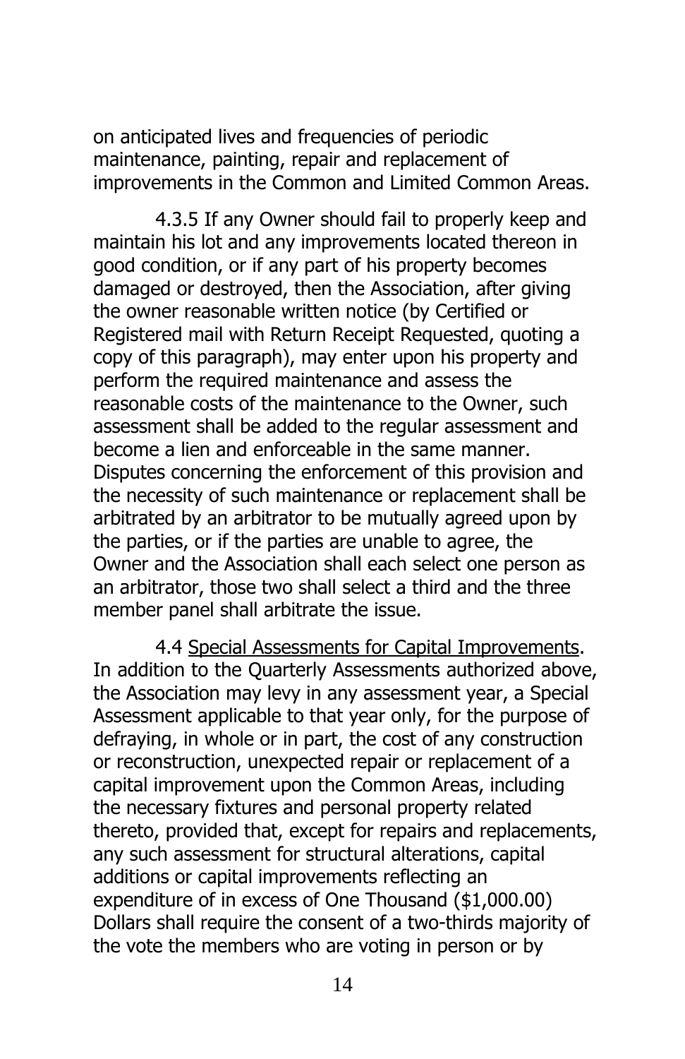on anticipated lives and frequencies of periodic maintenance, painting, repair and replacement of improvements in the Common and Limited Common Areas.

4.3.5 If any Owner should fail to properly keep and maintain his lot and any improvements located thereon in good condition, or if any part of his property becomes damaged or destroyed, then the Association, after giving the owner reasonable written notice (by Certified or Registered mail with Return Receipt Requested, quoting a copy of this paragraph), may enter upon his property and perform the required maintenance and assess the reasonable costs of the maintenance to the Owner, such assessment shall be added to the regular assessment and become a lien and enforceable in the same manner. Disputes concerning the enforcement of this provision and the necessity of such maintenance or replacement shall be arbitrated by an arbitrator to be mutually agreed upon by the parties, or if the parties are unable to agree, the Owner and the Association shall each select one person as an arbitrator, those two shall select a third and the three member panel shall arbitrate the issue.

4.4 <u>Special Assessments for Capital Improvements</u>. In addition to the Quarterly Assessments authorized above, the Association may levy in any assessment year, a Special Assessment applicable to that year only, for the purpose of defraying, in whole or in part, the cost of any construction or reconstruction, unexpected repair or replacement of a capital improvement upon the Common Areas, including the necessary fixtures and personal property related thereto, provided that, except for repairs and replacements, any such assessment for structural alterations, capital additions or capital improvements reflecting an expenditure of in excess of One Thousand ($1,000.00) Dollars shall require the consent of a two-thirds majority of the vote the members who are voting in person or by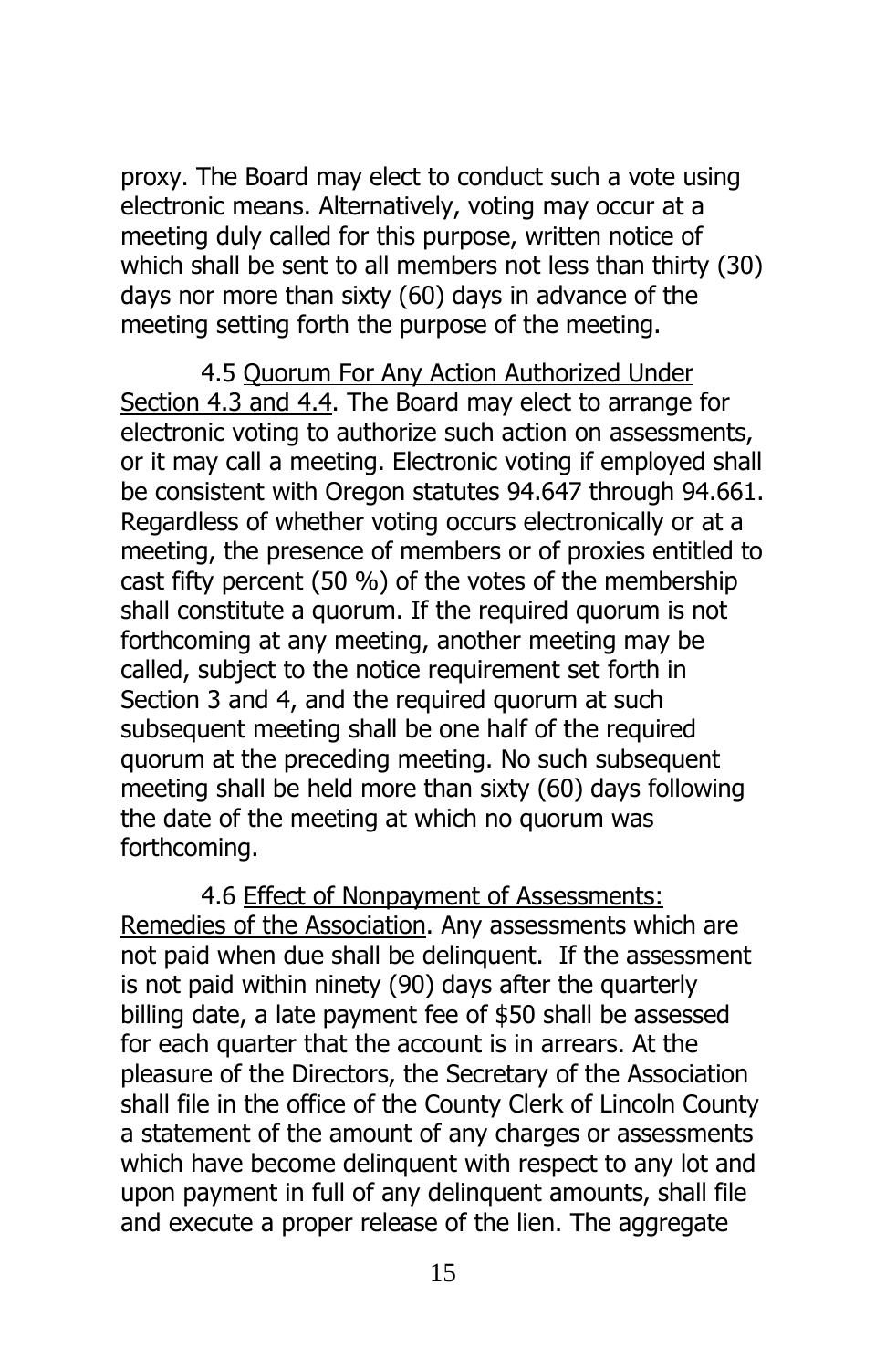proxy. The Board may elect to conduct such a vote using electronic means. Alternatively, voting may occur at a meeting duly called for this purpose, written notice of which shall be sent to all members not less than thirty (30) days nor more than sixty (60) days in advance of the meeting setting forth the purpose of the meeting.

4.5 <u>Quorum For Any Action Authorized Under Section 4.3 and 4.4</u>. The Board may elect to arrange for electronic voting to authorize such action on assessments, or it may call a meeting. Electronic voting if employed shall be consistent with Oregon statutes 94.647 through 94.661. Regardless of whether voting occurs electronically or at a meeting, the presence of members or of proxies entitled to cast fifty percent (50 %) of the votes of the membership shall constitute a quorum. If the required quorum is not forthcoming at any meeting, another meeting may be called, subject to the notice requirement set forth in Section 3 and 4, and the required quorum at such subsequent meeting shall be one half of the required quorum at the preceding meeting. No such subsequent meeting shall be held more than sixty (60) days following the date of the meeting at which no quorum was forthcoming.

4.6 <u>Effect of Nonpayment of Assessments: Remedies of the Association</u>. Any assessments which are not paid when due shall be delinquent. If the assessment is not paid within ninety (90) days after the quarterly billing date, a late payment fee of $50 shall be assessed for each quarter that the account is in arrears. At the pleasure of the Directors, the Secretary of the Association shall file in the office of the County Clerk of Lincoln County a statement of the amount of any charges or assessments which have become delinquent with respect to any lot and upon payment in full of any delinquent amounts, shall file and execute a proper release of the lien. The aggregate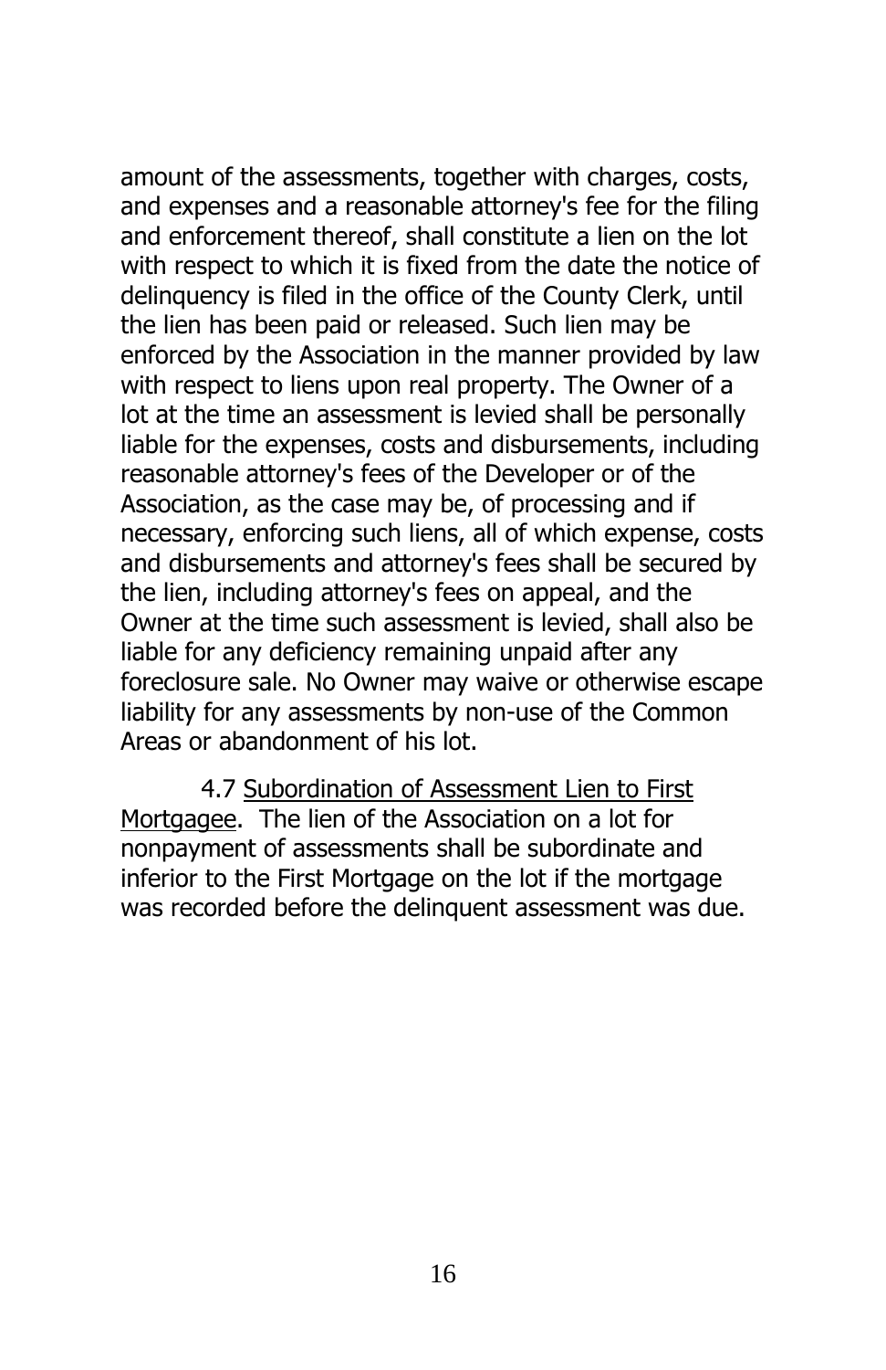amount of the assessments, together with charges, costs, and expenses and a reasonable attorney's fee for the filing and enforcement thereof, shall constitute a lien on the lot with respect to which it is fixed from the date the notice of delinquency is filed in the office of the County Clerk, until the lien has been paid or released. Such lien may be enforced by the Association in the manner provided by law with respect to liens upon real property. The Owner of a lot at the time an assessment is levied shall be personally liable for the expenses, costs and disbursements, including reasonable attorney's fees of the Developer or of the Association, as the case may be, of processing and if necessary, enforcing such liens, all of which expense, costs and disbursements and attorney's fees shall be secured by the lien, including attorney's fees on appeal, and the Owner at the time such assessment is levied, shall also be liable for any deficiency remaining unpaid after any foreclosure sale. No Owner may waive or otherwise escape liability for any assessments by non-use of the Common Areas or abandonment of his lot.

4.7 Subordination of Assessment Lien to First Mortgagee. The lien of the Association on a lot for nonpayment of assessments shall be subordinate and inferior to the First Mortgage on the lot if the mortgage was recorded before the delinquent assessment was due.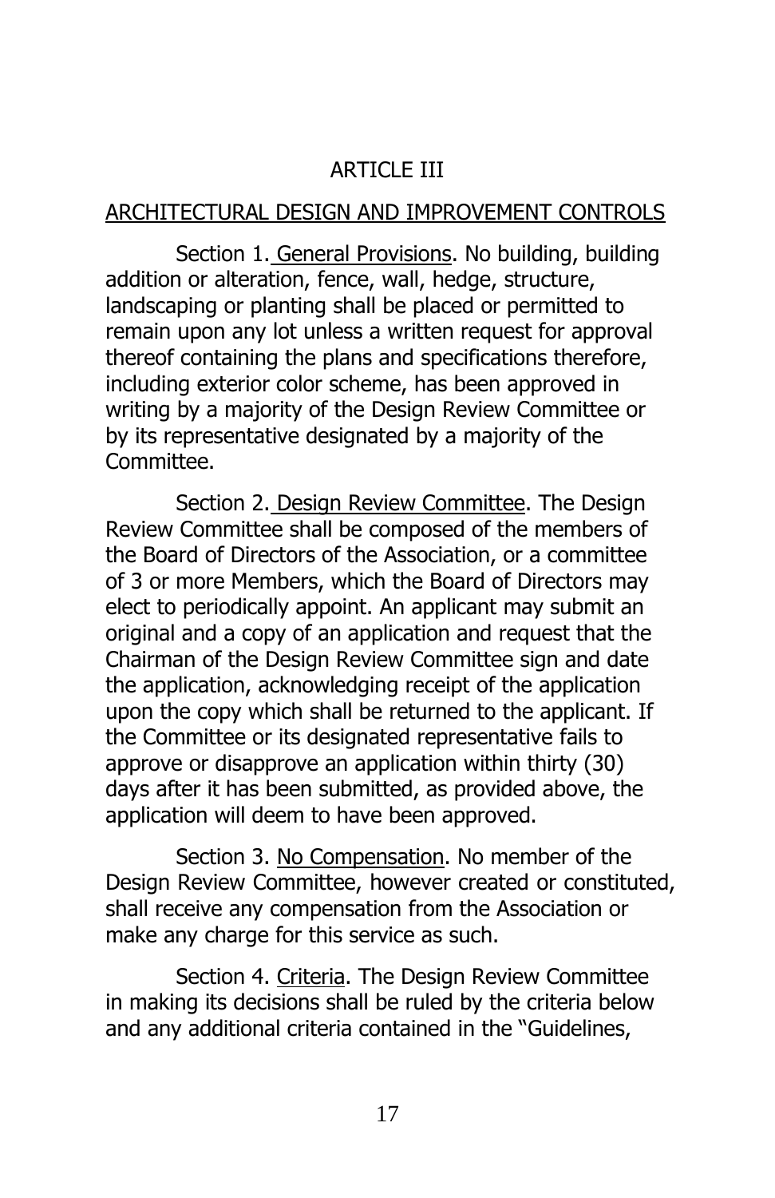# ARTICLE III

## ARCHITECTURAL DESIGN AND IMPROVEMENT CONTROLS

Section 1. General Provisions. No building, building addition or alteration, fence, wall, hedge, structure, landscaping or planting shall be placed or permitted to remain upon any lot unless a written request for approval thereof containing the plans and specifications therefore, including exterior color scheme, has been approved in writing by a majority of the Design Review Committee or by its representative designated by a majority of the Committee.

Section 2. Design Review Committee. The Design Review Committee shall be composed of the members of the Board of Directors of the Association, or a committee of 3 or more Members, which the Board of Directors may elect to periodically appoint. An applicant may submit an original and a copy of an application and request that the Chairman of the Design Review Committee sign and date the application, acknowledging receipt of the application upon the copy which shall be returned to the applicant. If the Committee or its designated representative fails to approve or disapprove an application within thirty (30) days after it has been submitted, as provided above, the application will deem to have been approved.

Section 3. No Compensation. No member of the Design Review Committee, however created or constituted, shall receive any compensation from the Association or make any charge for this service as such.

Section 4. Criteria. The Design Review Committee in making its decisions shall be ruled by the criteria below and any additional criteria contained in the "Guidelines,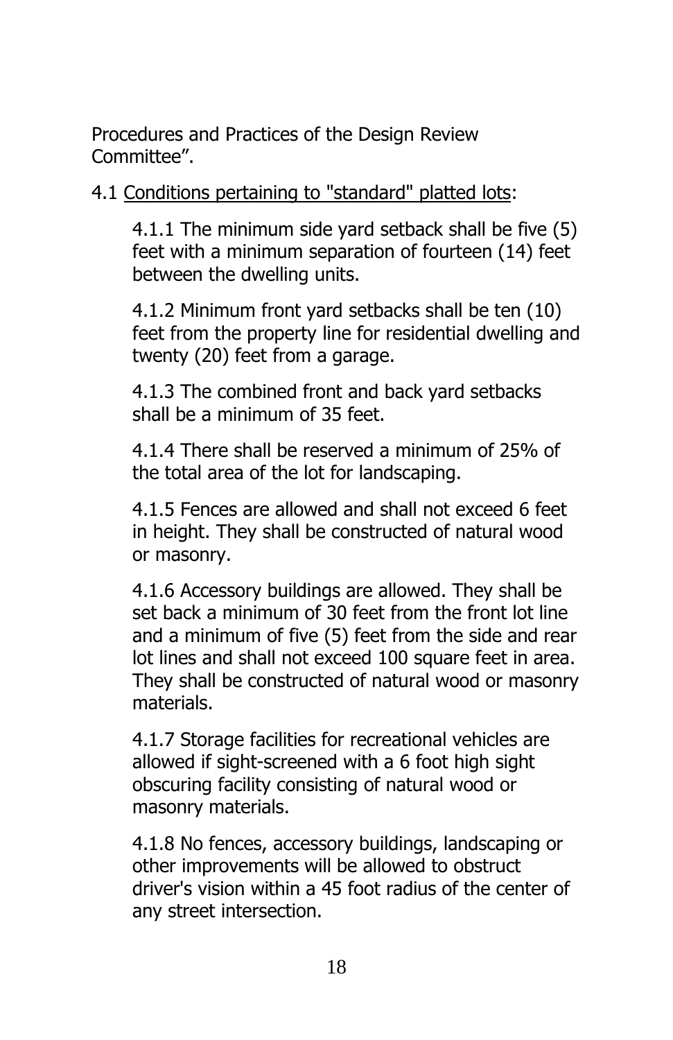Procedures and Practices of the Design Review Committee".

4.1 <u>Conditions pertaining to "standard" platted lots</u>:

4.1.1 The minimum side yard setback shall be five (5) feet with a minimum separation of fourteen (14) feet between the dwelling units.

4.1.2 Minimum front yard setbacks shall be ten (10) feet from the property line for residential dwelling and twenty (20) feet from a garage.

4.1.3 The combined front and back yard setbacks shall be a minimum of 35 feet.

4.1.4 There shall be reserved a minimum of 25% of the total area of the lot for landscaping.

4.1.5 Fences are allowed and shall not exceed 6 feet in height. They shall be constructed of natural wood or masonry.

4.1.6 Accessory buildings are allowed. They shall be set back a minimum of 30 feet from the front lot line and a minimum of five (5) feet from the side and rear lot lines and shall not exceed 100 square feet in area. They shall be constructed of natural wood or masonry materials.

4.1.7 Storage facilities for recreational vehicles are allowed if sight-screened with a 6 foot high sight obscuring facility consisting of natural wood or masonry materials.

4.1.8 No fences, accessory buildings, landscaping or other improvements will be allowed to obstruct driver's vision within a 45 foot radius of the center of any street intersection.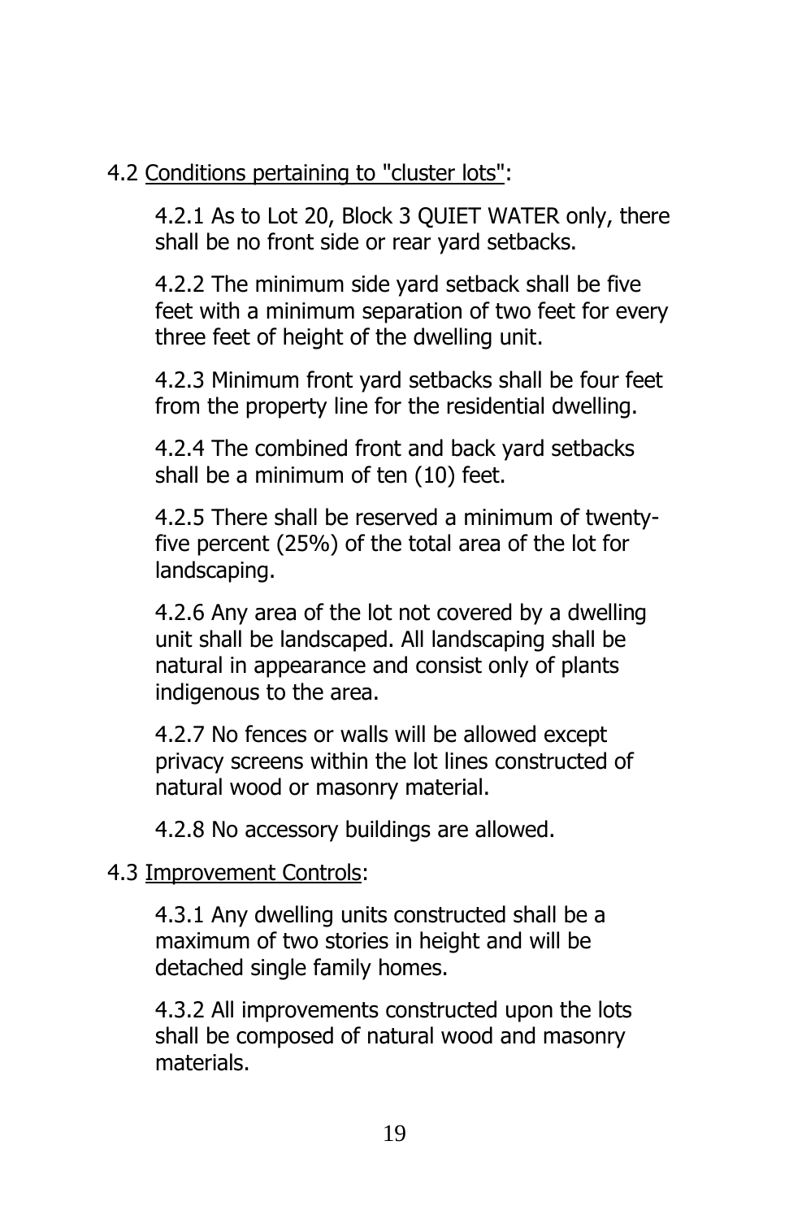4.2 Conditions pertaining to "cluster lots":

4.2.1 As to Lot 20, Block 3 QUIET WATER only, there shall be no front side or rear yard setbacks.

4.2.2 The minimum side yard setback shall be five feet with a minimum separation of two feet for every three feet of height of the dwelling unit.

4.2.3 Minimum front yard setbacks shall be four feet from the property line for the residential dwelling.

4.2.4 The combined front and back yard setbacks shall be a minimum of ten (10) feet.

4.2.5 There shall be reserved a minimum of twenty-five percent (25%) of the total area of the lot for landscaping.

4.2.6 Any area of the lot not covered by a dwelling unit shall be landscaped. All landscaping shall be natural in appearance and consist only of plants indigenous to the area.

4.2.7 No fences or walls will be allowed except privacy screens within the lot lines constructed of natural wood or masonry material.

4.2.8 No accessory buildings are allowed.

4.3 Improvement Controls:

4.3.1 Any dwelling units constructed shall be a maximum of two stories in height and will be detached single family homes.

4.3.2 All improvements constructed upon the lots shall be composed of natural wood and masonry materials.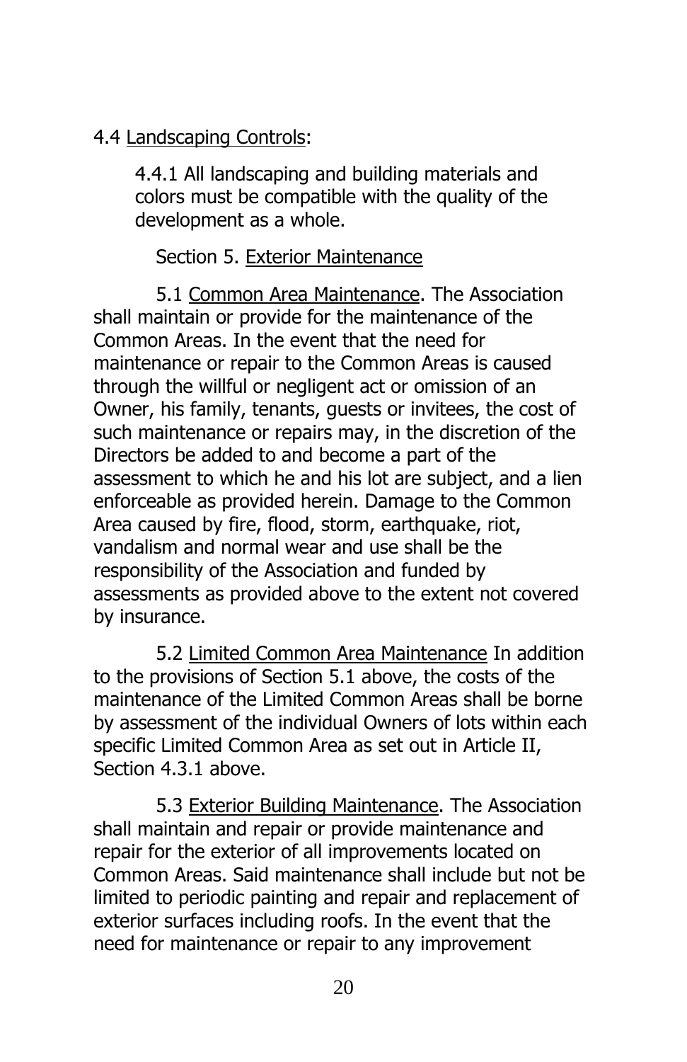4.4 Landscaping Controls:

4.4.1 All landscaping and building materials and colors must be compatible with the quality of the development as a whole.

Section 5. Exterior Maintenance

5.1 Common Area Maintenance. The Association shall maintain or provide for the maintenance of the Common Areas. In the event that the need for maintenance or repair to the Common Areas is caused through the willful or negligent act or omission of an Owner, his family, tenants, guests or invitees, the cost of such maintenance or repairs may, in the discretion of the Directors be added to and become a part of the assessment to which he and his lot are subject, and a lien enforceable as provided herein. Damage to the Common Area caused by fire, flood, storm, earthquake, riot, vandalism and normal wear and use shall be the responsibility of the Association and funded by assessments as provided above to the extent not covered by insurance.

5.2 Limited Common Area Maintenance In addition to the provisions of Section 5.1 above, the costs of the maintenance of the Limited Common Areas shall be borne by assessment of the individual Owners of lots within each specific Limited Common Area as set out in Article II, Section 4.3.1 above.

5.3 Exterior Building Maintenance. The Association shall maintain and repair or provide maintenance and repair for the exterior of all improvements located on Common Areas. Said maintenance shall include but not be limited to periodic painting and repair and replacement of exterior surfaces including roofs. In the event that the need for maintenance or repair to any improvement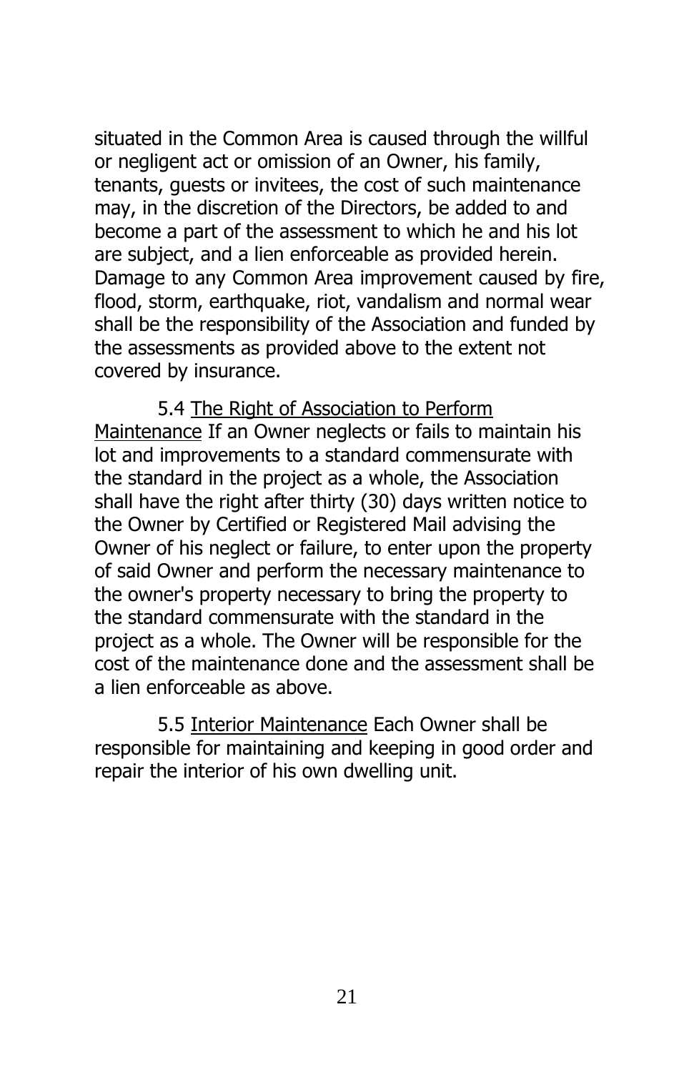situated in the Common Area is caused through the willful or negligent act or omission of an Owner, his family, tenants, guests or invitees, the cost of such maintenance may, in the discretion of the Directors, be added to and become a part of the assessment to which he and his lot are subject, and a lien enforceable as provided herein. Damage to any Common Area improvement caused by fire, flood, storm, earthquake, riot, vandalism and normal wear shall be the responsibility of the Association and funded by the assessments as provided above to the extent not covered by insurance.

5.4 The Right of Association to Perform Maintenance If an Owner neglects or fails to maintain his lot and improvements to a standard commensurate with the standard in the project as a whole, the Association shall have the right after thirty (30) days written notice to the Owner by Certified or Registered Mail advising the Owner of his neglect or failure, to enter upon the property of said Owner and perform the necessary maintenance to the owner's property necessary to bring the property to the standard commensurate with the standard in the project as a whole. The Owner will be responsible for the cost of the maintenance done and the assessment shall be a lien enforceable as above.

5.5 Interior Maintenance Each Owner shall be responsible for maintaining and keeping in good order and repair the interior of his own dwelling unit.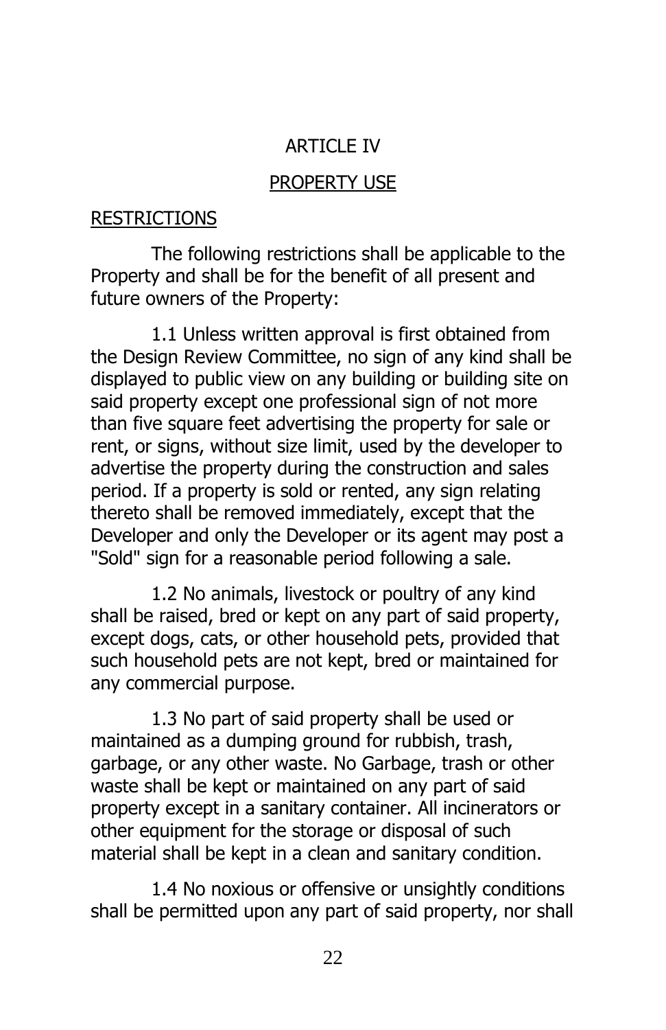# ARTICLE IV

## PROPERTY USE

### RESTRICTIONS

The following restrictions shall be applicable to the Property and shall be for the benefit of all present and future owners of the Property:

1.1 Unless written approval is first obtained from the Design Review Committee, no sign of any kind shall be displayed to public view on any building or building site on said property except one professional sign of not more than five square feet advertising the property for sale or rent, or signs, without size limit, used by the developer to advertise the property during the construction and sales period. If a property is sold or rented, any sign relating thereto shall be removed immediately, except that the Developer and only the Developer or its agent may post a "Sold" sign for a reasonable period following a sale.

1.2 No animals, livestock or poultry of any kind shall be raised, bred or kept on any part of said property, except dogs, cats, or other household pets, provided that such household pets are not kept, bred or maintained for any commercial purpose.

1.3 No part of said property shall be used or maintained as a dumping ground for rubbish, trash, garbage, or any other waste. No Garbage, trash or other waste shall be kept or maintained on any part of said property except in a sanitary container. All incinerators or other equipment for the storage or disposal of such material shall be kept in a clean and sanitary condition.

1.4 No noxious or offensive or unsightly conditions shall be permitted upon any part of said property, nor shall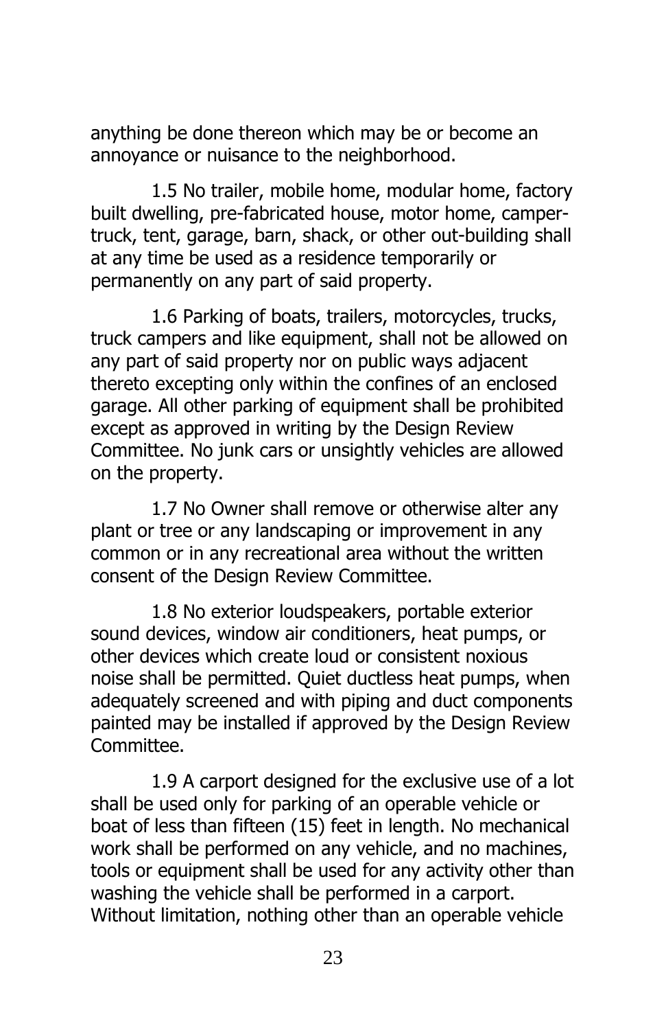anything be done thereon which may be or become an annoyance or nuisance to the neighborhood.

1.5 No trailer, mobile home, modular home, factory built dwelling, pre-fabricated house, motor home, camper-truck, tent, garage, barn, shack, or other out-building shall at any time be used as a residence temporarily or permanently on any part of said property.

1.6 Parking of boats, trailers, motorcycles, trucks, truck campers and like equipment, shall not be allowed on any part of said property nor on public ways adjacent thereto excepting only within the confines of an enclosed garage. All other parking of equipment shall be prohibited except as approved in writing by the Design Review Committee. No junk cars or unsightly vehicles are allowed on the property.

1.7 No Owner shall remove or otherwise alter any plant or tree or any landscaping or improvement in any common or in any recreational area without the written consent of the Design Review Committee.

1.8 No exterior loudspeakers, portable exterior sound devices, window air conditioners, heat pumps, or other devices which create loud or consistent noxious noise shall be permitted. Quiet ductless heat pumps, when adequately screened and with piping and duct components painted may be installed if approved by the Design Review Committee.

1.9 A carport designed for the exclusive use of a lot shall be used only for parking of an operable vehicle or boat of less than fifteen (15) feet in length. No mechanical work shall be performed on any vehicle, and no machines, tools or equipment shall be used for any activity other than washing the vehicle shall be performed in a carport. Without limitation, nothing other than an operable vehicle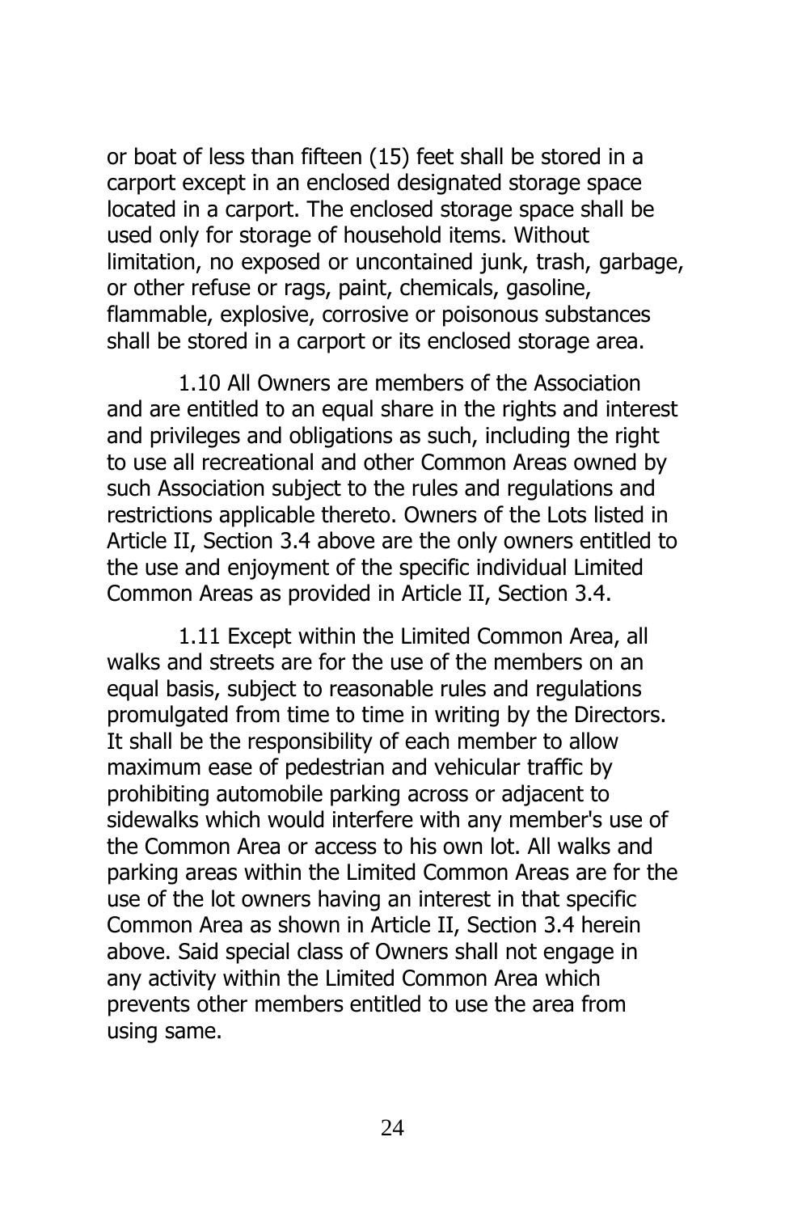or boat of less than fifteen (15) feet shall be stored in a carport except in an enclosed designated storage space located in a carport. The enclosed storage space shall be used only for storage of household items. Without limitation, no exposed or uncontained junk, trash, garbage, or other refuse or rags, paint, chemicals, gasoline, flammable, explosive, corrosive or poisonous substances shall be stored in a carport or its enclosed storage area.

1.10 All Owners are members of the Association and are entitled to an equal share in the rights and interest and privileges and obligations as such, including the right to use all recreational and other Common Areas owned by such Association subject to the rules and regulations and restrictions applicable thereto. Owners of the Lots listed in Article II, Section 3.4 above are the only owners entitled to the use and enjoyment of the specific individual Limited Common Areas as provided in Article II, Section 3.4.

1.11 Except within the Limited Common Area, all walks and streets are for the use of the members on an equal basis, subject to reasonable rules and regulations promulgated from time to time in writing by the Directors. It shall be the responsibility of each member to allow maximum ease of pedestrian and vehicular traffic by prohibiting automobile parking across or adjacent to sidewalks which would interfere with any member's use of the Common Area or access to his own lot. All walks and parking areas within the Limited Common Areas are for the use of the lot owners having an interest in that specific Common Area as shown in Article II, Section 3.4 herein above. Said special class of Owners shall not engage in any activity within the Limited Common Area which prevents other members entitled to use the area from using same.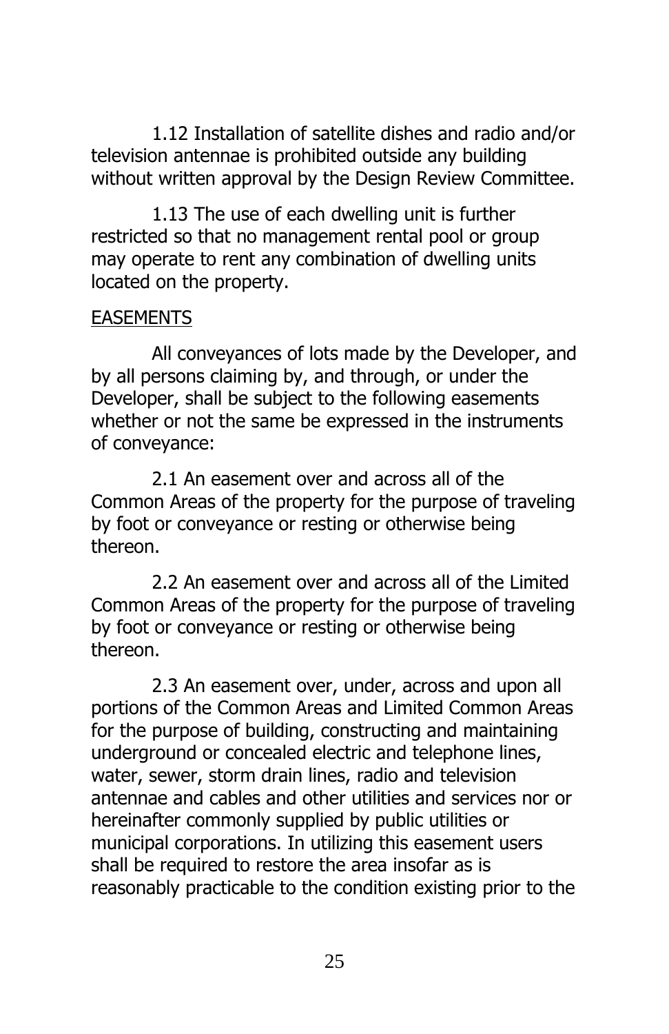1.12 Installation of satellite dishes and radio and/or television antennae is prohibited outside any building without written approval by the Design Review Committee.

1.13 The use of each dwelling unit is further restricted so that no management rental pool or group may operate to rent any combination of dwelling units located on the property.

<u>EASEMENTS</u>

All conveyances of lots made by the Developer, and by all persons claiming by, and through, or under the Developer, shall be subject to the following easements whether or not the same be expressed in the instruments of conveyance:

2.1 An easement over and across all of the Common Areas of the property for the purpose of traveling by foot or conveyance or resting or otherwise being thereon.

2.2 An easement over and across all of the Limited Common Areas of the property for the purpose of traveling by foot or conveyance or resting or otherwise being thereon.

2.3 An easement over, under, across and upon all portions of the Common Areas and Limited Common Areas for the purpose of building, constructing and maintaining underground or concealed electric and telephone lines, water, sewer, storm drain lines, radio and television antennae and cables and other utilities and services nor or hereinafter commonly supplied by public utilities or municipal corporations. In utilizing this easement users shall be required to restore the area insofar as is reasonably practicable to the condition existing prior to the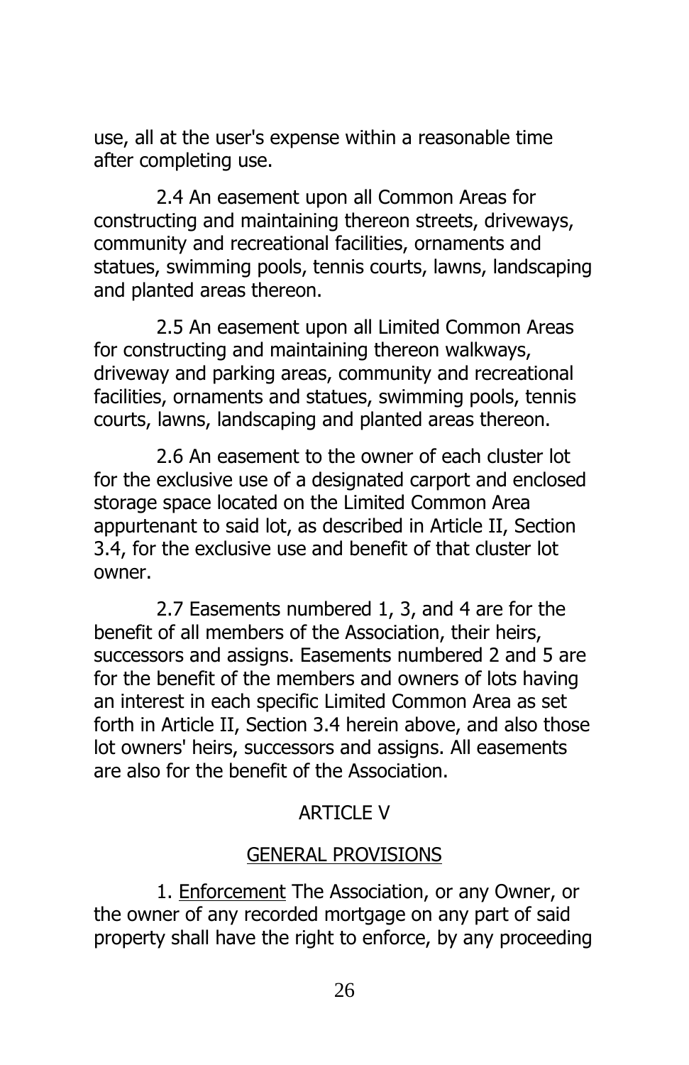use, all at the user's expense within a reasonable time after completing use.

2.4 An easement upon all Common Areas for constructing and maintaining thereon streets, driveways, community and recreational facilities, ornaments and statues, swimming pools, tennis courts, lawns, landscaping and planted areas thereon.

2.5 An easement upon all Limited Common Areas for constructing and maintaining thereon walkways, driveway and parking areas, community and recreational facilities, ornaments and statues, swimming pools, tennis courts, lawns, landscaping and planted areas thereon.

2.6 An easement to the owner of each cluster lot for the exclusive use of a designated carport and enclosed storage space located on the Limited Common Area appurtenant to said lot, as described in Article II, Section 3.4, for the exclusive use and benefit of that cluster lot owner.

2.7 Easements numbered 1, 3, and 4 are for the benefit of all members of the Association, their heirs, successors and assigns. Easements numbered 2 and 5 are for the benefit of the members and owners of lots having an interest in each specific Limited Common Area as set forth in Article II, Section 3.4 herein above, and also those lot owners' heirs, successors and assigns. All easements are also for the benefit of the Association.

## ARTICLE V

## GENERAL PROVISIONS

1. Enforcement The Association, or any Owner, or the owner of any recorded mortgage on any part of said property shall have the right to enforce, by any proceeding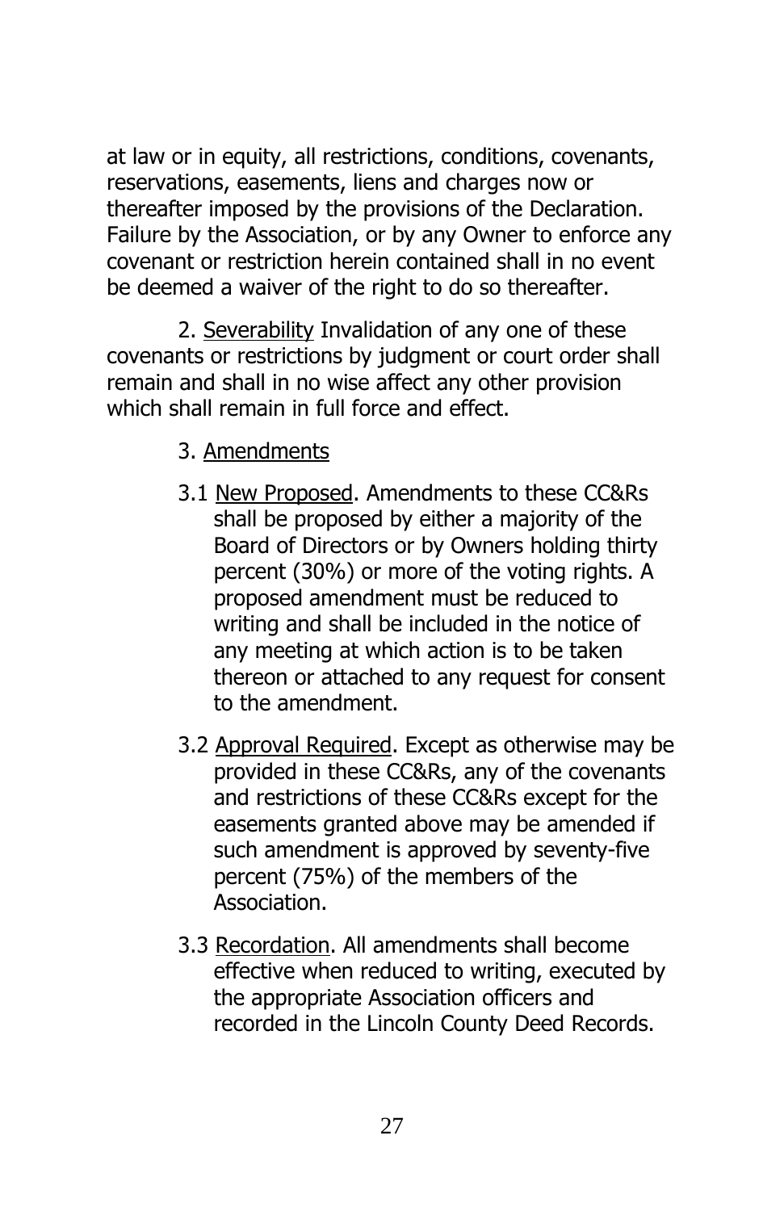at law or in equity, all restrictions, conditions, covenants, reservations, easements, liens and charges now or thereafter imposed by the provisions of the Declaration. Failure by the Association, or by any Owner to enforce any covenant or restriction herein contained shall in no event be deemed a waiver of the right to do so thereafter.

2. Severability Invalidation of any one of these covenants or restrictions by judgment or court order shall remain and shall in no wise affect any other provision which shall remain in full force and effect.

3. Amendments

3.1 New Proposed. Amendments to these CC&Rs shall be proposed by either a majority of the Board of Directors or by Owners holding thirty percent (30%) or more of the voting rights. A proposed amendment must be reduced to writing and shall be included in the notice of any meeting at which action is to be taken thereon or attached to any request for consent to the amendment.

3.2 Approval Required. Except as otherwise may be provided in these CC&Rs, any of the covenants and restrictions of these CC&Rs except for the easements granted above may be amended if such amendment is approved by seventy-five percent (75%) of the members of the Association.

3.3 Recordation. All amendments shall become effective when reduced to writing, executed by the appropriate Association officers and recorded in the Lincoln County Deed Records.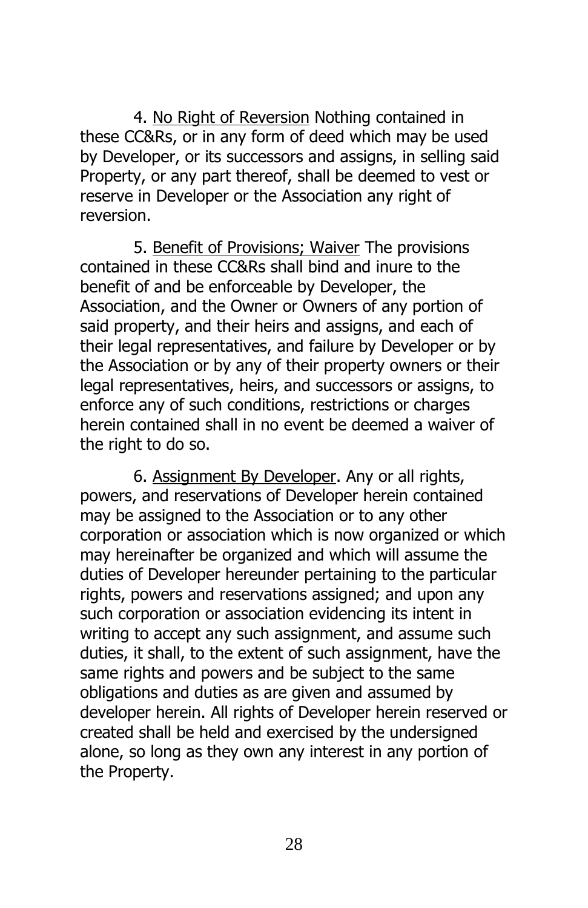4. <u>No Right of Reversion</u> Nothing contained in these CC&Rs, or in any form of deed which may be used by Developer, or its successors and assigns, in selling said Property, or any part thereof, shall be deemed to vest or reserve in Developer or the Association any right of reversion.

5. <u>Benefit of Provisions; Waiver</u> The provisions contained in these CC&Rs shall bind and inure to the benefit of and be enforceable by Developer, the Association, and the Owner or Owners of any portion of said property, and their heirs and assigns, and each of their legal representatives, and failure by Developer or by the Association or by any of their property owners or their legal representatives, heirs, and successors or assigns, to enforce any of such conditions, restrictions or charges herein contained shall in no event be deemed a waiver of the right to do so.

6. <u>Assignment By Developer</u>. Any or all rights, powers, and reservations of Developer herein contained may be assigned to the Association or to any other corporation or association which is now organized or which may hereinafter be organized and which will assume the duties of Developer hereunder pertaining to the particular rights, powers and reservations assigned; and upon any such corporation or association evidencing its intent in writing to accept any such assignment, and assume such duties, it shall, to the extent of such assignment, have the same rights and powers and be subject to the same obligations and duties as are given and assumed by developer herein. All rights of Developer herein reserved or created shall be held and exercised by the undersigned alone, so long as they own any interest in any portion of the Property.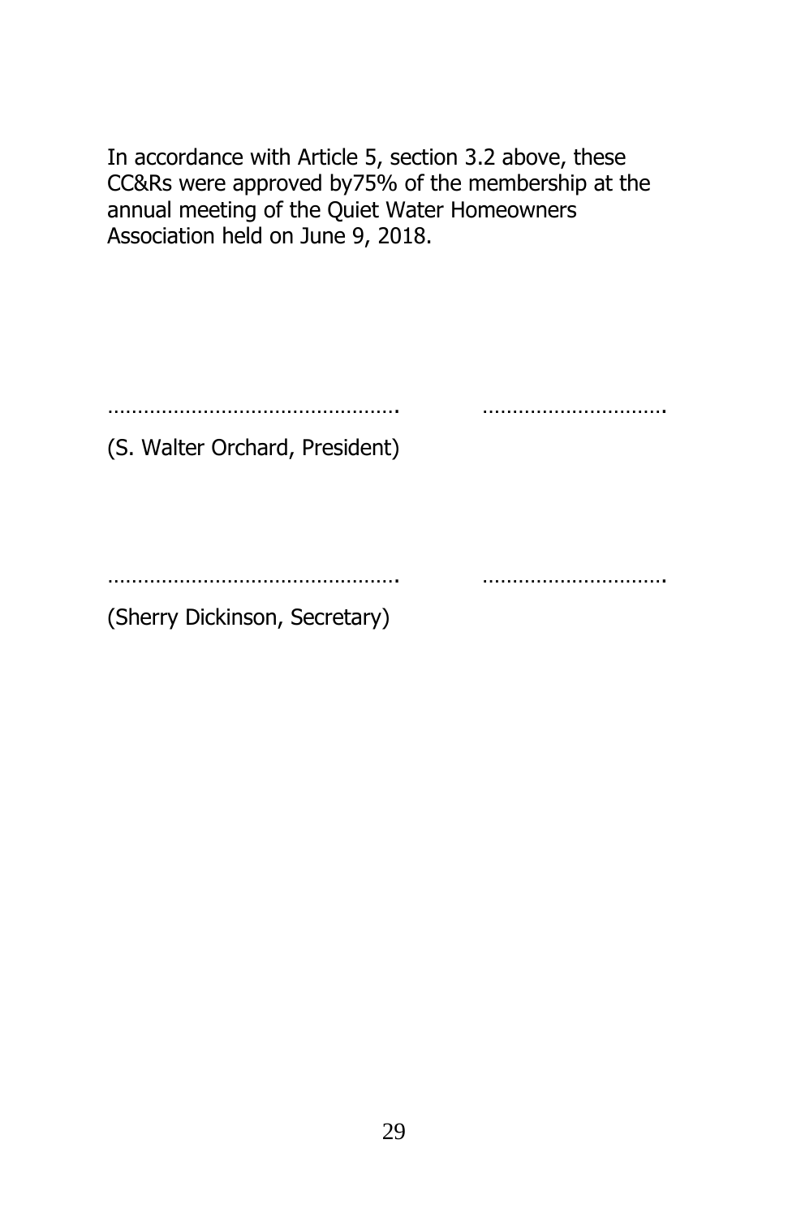In accordance with Article 5, section 3.2 above, these CC&Rs were approved by75% of the membership at the annual meeting of the Quiet Water Homeowners Association held on June 9, 2018.

…………………………………………. …………………………….

(S. Walter Orchard, President)

…………………………………………. …………………………….

(Sherry Dickinson, Secretary)